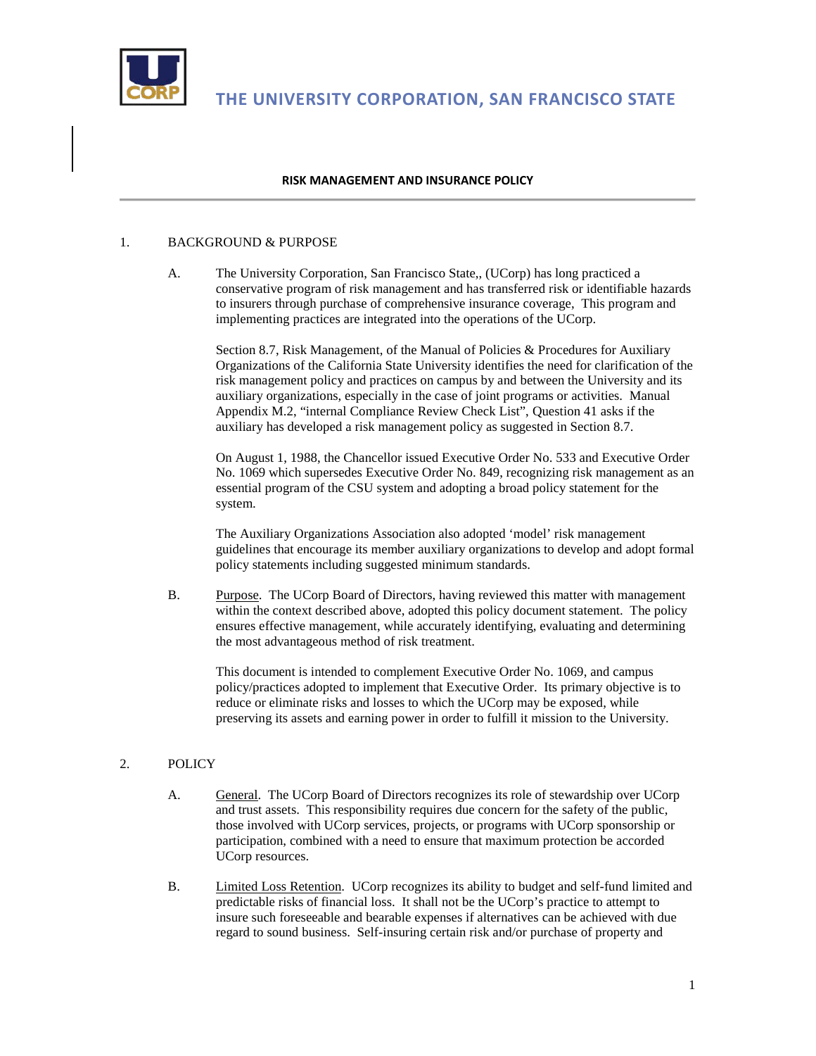# THE UNIVERSITY CORPORATION, SAN FRANCISCO STATE

## RISK MANAGEMENT AND INSURANCE POLICY

1. BACKGROUND & PURPOSE

   A. The University Corporation, San Francisco State,, (UCorp) has long practiced a conservative program of risk management and has transferred risk or identifiable hazards to insurers through purchase of comprehensive insurance coverage, This program and implementing practices are integrated into the operations of the UCorp.

   Section 8.7, Risk Management, of the Manual of Policies & Procedures for Auxiliary Organizations of the California State University identifies the need for clarification of the risk management policy and practices on campus by and between the University and its auxiliary organizations, especially in the case of joint programs or activities. Manual Appendix M.2, "internal Compliance Review Check List", Question 41 asks if the auxiliary has developed a risk management policy as suggested in Section 8.7.

   On August 1, 1988, the Chancellor issued Executive Order No. 533 and Executive Order No. 1069 which supersedes Executive Order No. 849, recognizing risk management as an essential program of the CSU system and adopting a broad policy statement for the system.

   The Auxiliary Organizations Association also adopted 'model' risk management guidelines that encourage its member auxiliary organizations to develop and adopt formal policy statements including suggested minimum standards.

   B. Purpose. The UCorp Board of Directors, having reviewed this matter with management within the context described above, adopted this policy document statement. The policy ensures effective management, while accurately identifying, evaluating and determining the most advantageous method of risk treatment.

   This document is intended to complement Executive Order No. 1069, and campus policy/practices adopted to implement that Executive Order. Its primary objective is to reduce or eliminate risks and losses to which the UCorp may be exposed, while preserving its assets and earning power in order to fulfill it mission to the University.

2. POLICY

   A. General. The UCorp Board of Directors recognizes its role of stewardship over UCorp and trust assets. This responsibility requires due concern for the safety of the public, those involved with UCorp services, projects, or programs with UCorp sponsorship or participation, combined with a need to ensure that maximum protection be accorded UCorp resources.

   B. Limited Loss Retention. UCorp recognizes its ability to budget and self-fund limited and predictable risks of financial loss. It shall not be the UCorp's practice to attempt to insure such foreseeable and bearable expenses if alternatives can be achieved with due regard to sound business. Self-insuring certain risk and/or purchase of property and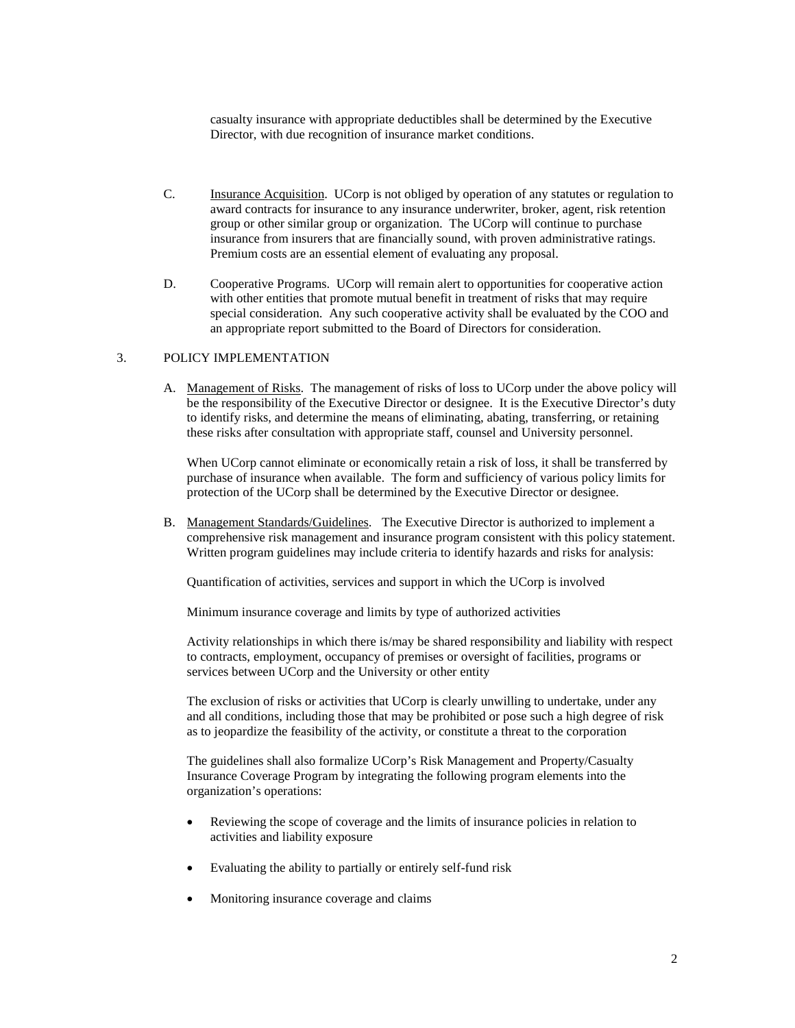casualty insurance with appropriate deductibles shall be determined by the Executive Director, with due recognition of insurance market conditions.

C. Insurance Acquisition. UCorp is not obliged by operation of any statutes or regulation to award contracts for insurance to any insurance underwriter, broker, agent, risk retention group or other similar group or organization. The UCorp will continue to purchase insurance from insurers that are financially sound, with proven administrative ratings. Premium costs are an essential element of evaluating any proposal.

D. Cooperative Programs. UCorp will remain alert to opportunities for cooperative action with other entities that promote mutual benefit in treatment of risks that may require special consideration. Any such cooperative activity shall be evaluated by the COO and an appropriate report submitted to the Board of Directors for consideration.

3. POLICY IMPLEMENTATION

A. Management of Risks. The management of risks of loss to UCorp under the above policy will be the responsibility of the Executive Director or designee. It is the Executive Director's duty to identify risks, and determine the means of eliminating, abating, transferring, or retaining these risks after consultation with appropriate staff, counsel and University personnel.

When UCorp cannot eliminate or economically retain a risk of loss, it shall be transferred by purchase of insurance when available. The form and sufficiency of various policy limits for protection of the UCorp shall be determined by the Executive Director or designee.

B. Management Standards/Guidelines. The Executive Director is authorized to implement a comprehensive risk management and insurance program consistent with this policy statement. Written program guidelines may include criteria to identify hazards and risks for analysis:

Quantification of activities, services and support in which the UCorp is involved

Minimum insurance coverage and limits by type of authorized activities

Activity relationships in which there is/may be shared responsibility and liability with respect to contracts, employment, occupancy of premises or oversight of facilities, programs or services between UCorp and the University or other entity

The exclusion of risks or activities that UCorp is clearly unwilling to undertake, under any and all conditions, including those that may be prohibited or pose such a high degree of risk as to jeopardize the feasibility of the activity, or constitute a threat to the corporation

The guidelines shall also formalize UCorp's Risk Management and Property/Casualty Insurance Coverage Program by integrating the following program elements into the organization's operations:

- Reviewing the scope of coverage and the limits of insurance policies in relation to activities and liability exposure
- Evaluating the ability to partially or entirely self-fund risk
- Monitoring insurance coverage and claims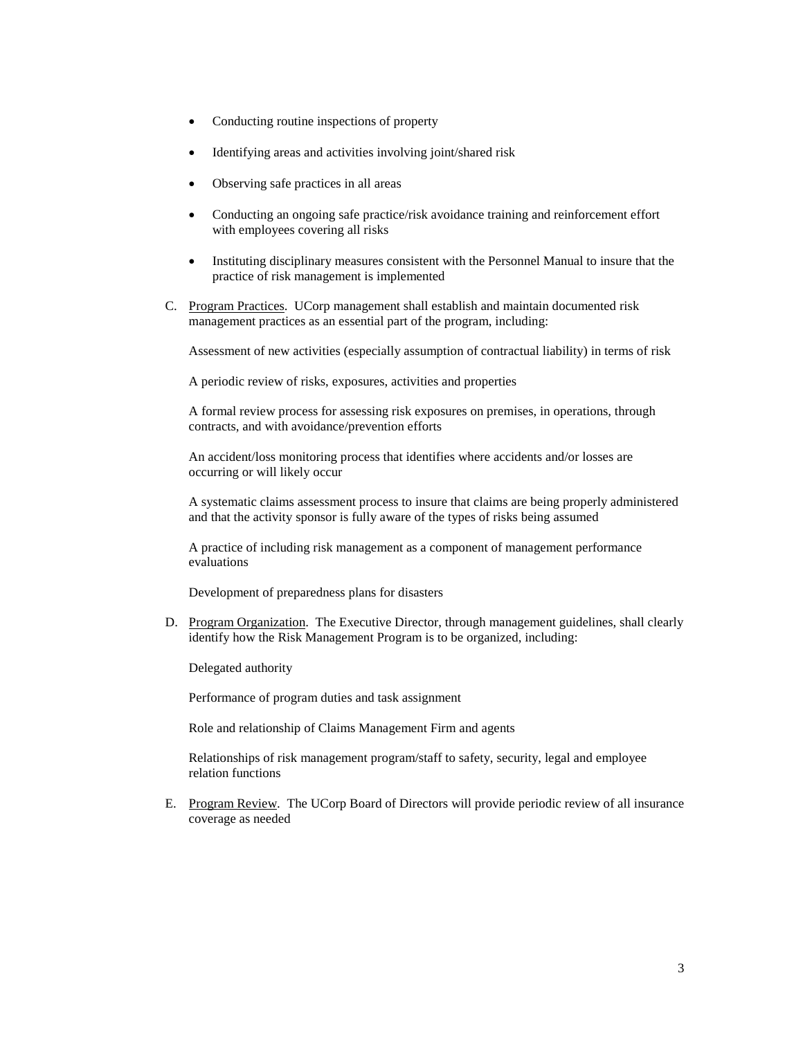- Conducting routine inspections of property
- Identifying areas and activities involving joint/shared risk
- Observing safe practices in all areas
- Conducting an ongoing safe practice/risk avoidance training and reinforcement effort with employees covering all risks
- Instituting disciplinary measures consistent with the Personnel Manual to insure that the practice of risk management is implemented

C. Program Practices. UCorp management shall establish and maintain documented risk management practices as an essential part of the program, including:

   Assessment of new activities (especially assumption of contractual liability) in terms of risk

   A periodic review of risks, exposures, activities and properties

   A formal review process for assessing risk exposures on premises, in operations, through contracts, and with avoidance/prevention efforts

   An accident/loss monitoring process that identifies where accidents and/or losses are occurring or will likely occur

   A systematic claims assessment process to insure that claims are being properly administered and that the activity sponsor is fully aware of the types of risks being assumed

   A practice of including risk management as a component of management performance evaluations

   Development of preparedness plans for disasters

D. Program Organization. The Executive Director, through management guidelines, shall clearly identify how the Risk Management Program is to be organized, including:

   Delegated authority

   Performance of program duties and task assignment

   Role and relationship of Claims Management Firm and agents

   Relationships of risk management program/staff to safety, security, legal and employee relation functions

E. Program Review. The UCorp Board of Directors will provide periodic review of all insurance coverage as needed